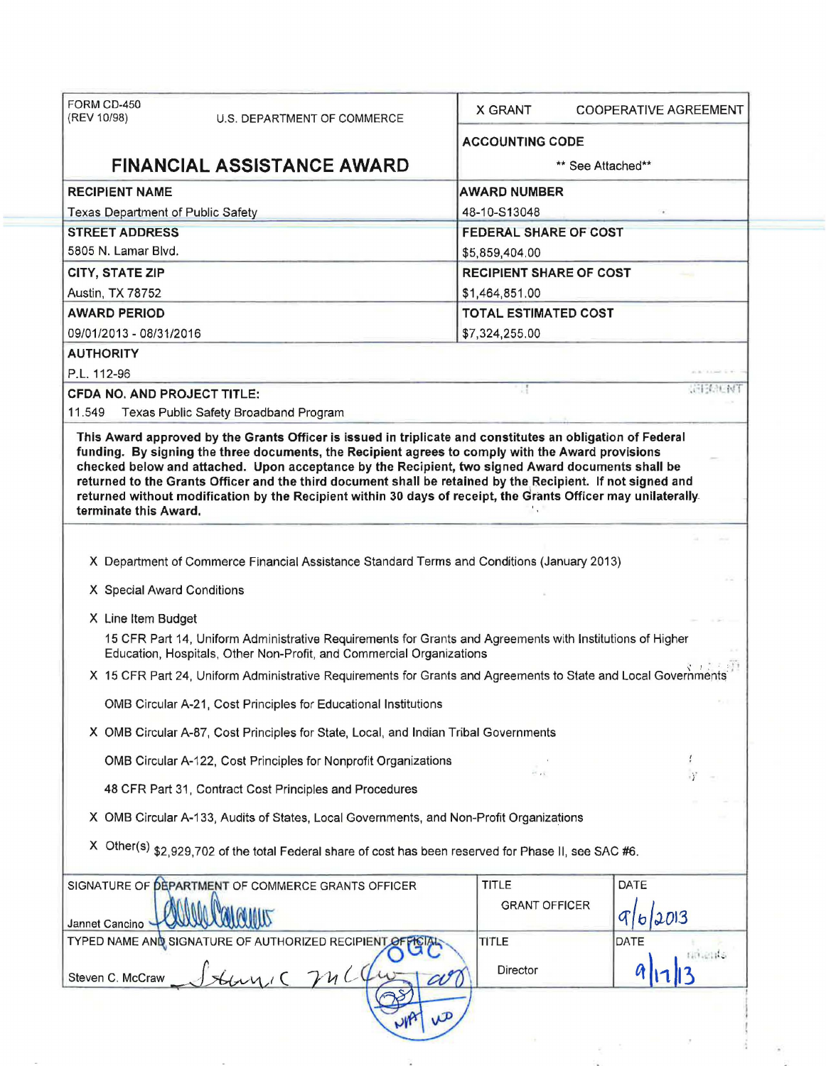| FORM CD-450 (REV 10/98) U.S. DEPARTMENT OF COMMERCE | X GRANT COOPERATIVE AGREEMENT |
|---|---|
| **FINANCIAL ASSISTANCE AWARD** | **ACCOUNTING CODE** ** See Attached** |
| **RECIPIENT NAME** Texas Department of Public Safety | **AWARD NUMBER** 48-10-S13048 |
| **STREET ADDRESS** 5805 N. Lamar Blvd. | **FEDERAL SHARE OF COST** $5,859,404.00 |
| **CITY, STATE ZIP** Austin, TX 78752 | **RECIPIENT SHARE OF COST** $1,464,851.00 |
| **AWARD PERIOD** 09/01/2013 - 08/31/2016 | **TOTAL ESTIMATED COST** $7,324,255.00 |
| **AUTHORITY** P.L. 112-96 | |
| **CFDA NO. AND PROJECT TITLE:** 11.549 Texas Public Safety Broadband Program | |

**This Award approved by the Grants Officer is issued in triplicate and constitutes an obligation of Federal funding. By signing the three documents, the Recipient agrees to comply with the Award provisions checked below and attached. Upon acceptance by the Recipient, two signed Award documents shall be returned to the Grants Officer and the third document shall be retained by the Recipient. If not signed and returned without modification by the Recipient within 30 days of receipt, the Grants Officer may unilaterally terminate this Award.**

- X Department of Commerce Financial Assistance Standard Terms and Conditions (January 2013)
- X Special Award Conditions
- X Line Item Budget
- 15 CFR Part 14, Uniform Administrative Requirements for Grants and Agreements with Institutions of Higher Education, Hospitals, Other Non-Profit, and Commercial Organizations
- X 15 CFR Part 24, Uniform Administrative Requirements for Grants and Agreements to State and Local Governments
- OMB Circular A-21, Cost Principles for Educational Institutions
- X OMB Circular A-87, Cost Principles for State, Local, and Indian Tribal Governments
- OMB Circular A-122, Cost Principles for Nonprofit Organizations
- 48 CFR Part 31, Contract Cost Principles and Procedures
- X OMB Circular A-133, Audits of States, Local Governments, and Non-Profit Organizations
- X Other(s) $2,929,702 of the total Federal share of cost has been reserved for Phase II, see SAC #6.

| SIGNATURE OF DEPARTMENT OF COMMERCE GRANTS OFFICER | TITLE | DATE |
|---|---|---|
| Jannet Cancino [signature] | GRANT OFFICER | 9/6/2013 |
| **TYPED NAME AND SIGNATURE OF AUTHORIZED RECIPIENT OFFICIAL** | **TITLE** | **DATE** |
| Steven C. McCraw [signature] | Director | 9/17/13 |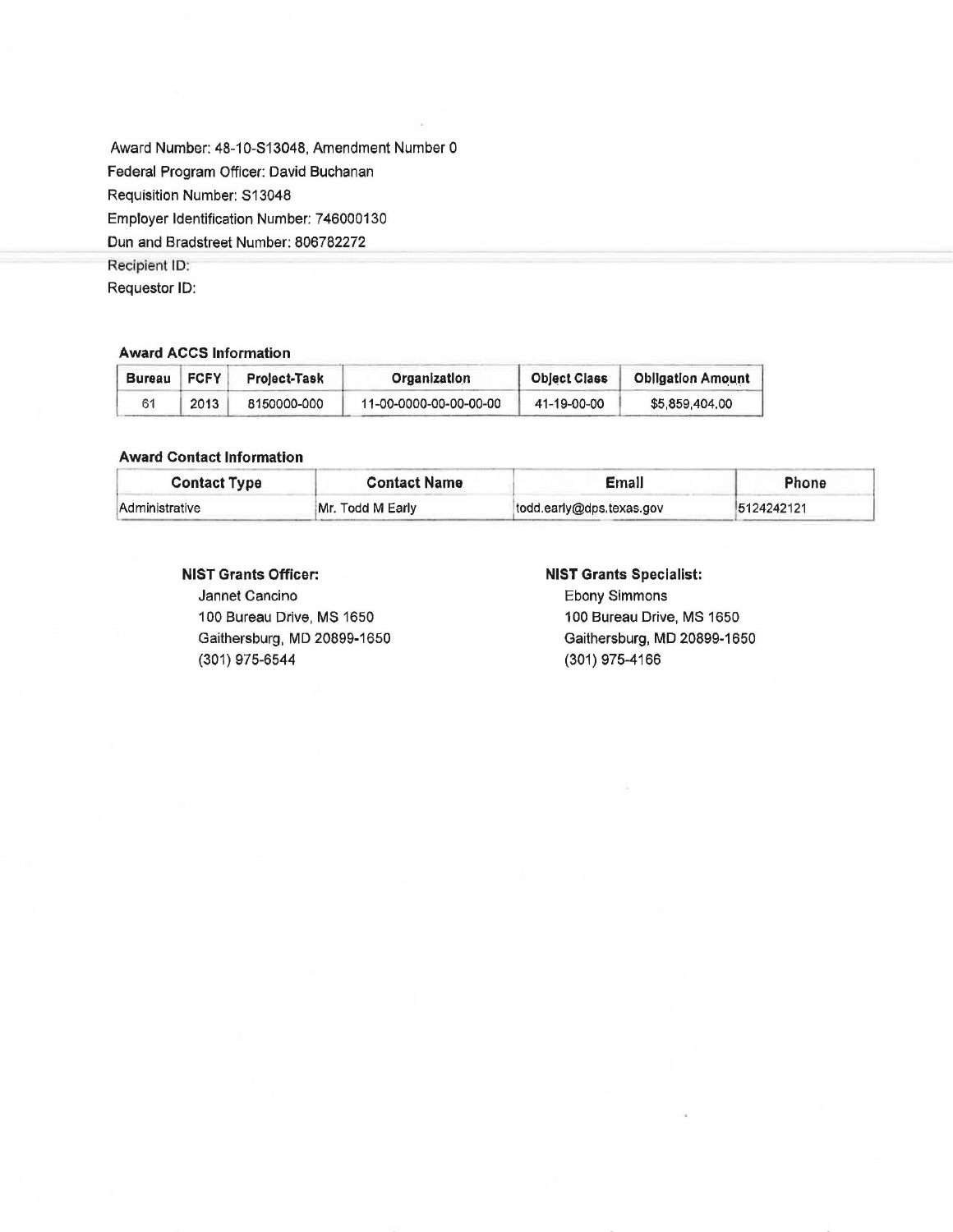Award Number: 48-10-S13048, Amendment Number 0

Federal Program Officer: David Buchanan

Requisition Number: S13048

Employer Identification Number: 746000130

Dun and Bradstreet Number: 806782272

Recipient ID:

Requestor ID:

**Award ACCS Information**

| Bureau | FCFY | Project-Task | Organization | Object Class | Obligation Amount |
|---|---|---|---|---|---|
| 61 | 2013 | 8150000-000 | 11-00-0000-00-00-00-00 | 41-19-00-00 | $5,859,404.00 |

**Award Contact Information**

| Contact Type | Contact Name | Email | Phone |
|---|---|---|---|
| Administrative | Mr. Todd M Early | todd.early@dps.texas.gov | 5124242121 |

**NIST Grants Officer:**

Jannet Cancino
100 Bureau Drive, MS 1650
Gaithersburg, MD 20899-1650
(301) 975-6544

**NIST Grants Specialist:**

Ebony Simmons
100 Bureau Drive, MS 1650
Gaithersburg, MD 20899-1650
(301) 975-4166